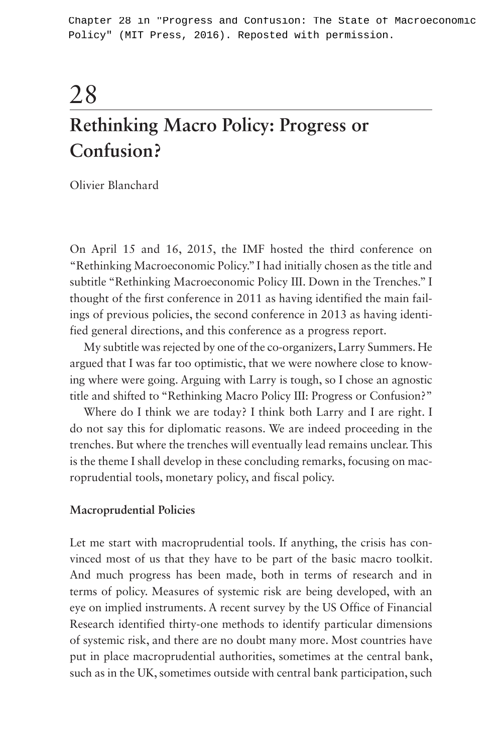Chapter 28 in "Progress and Confusion: The State of Macroeconomic Policy" (MIT Press, 2016). Reposted with permission.

# 28

# Rethinking Macro Policy: Progress or Confusion?

Olivier Blanchard

On April 15 and 16, 2015, the IMF hosted the third conference on "Rethinking Macroeconomic Policy." I had initially chosen as the title and subtitle "Rethinking Macroeconomic Policy III. Down in the Trenches." I thought of the first conference in 2011 as having identified the main failings of previous policies, the second conference in 2013 as having identified general directions, and this conference as a progress report.

My subtitle was rejected by one of the co-organizers, Larry Summers. He argued that I was far too optimistic, that we were nowhere close to knowing where were going. Arguing with Larry is tough, so I chose an agnostic title and shifted to "Rethinking Macro Policy III: Progress or Confusion?"

Where do I think we are today? I think both Larry and I are right. I do not say this for diplomatic reasons. We are indeed proceeding in the trenches. But where the trenches will eventually lead remains unclear. This is the theme I shall develop in these concluding remarks, focusing on macroprudential tools, monetary policy, and fiscal policy.

## Macroprudential Policies

Let me start with macroprudential tools. If anything, the crisis has convinced most of us that they have to be part of the basic macro toolkit. And much progress has been made, both in terms of research and in terms of policy. Measures of systemic risk are being developed, with an eye on implied instruments. A recent survey by the US Office of Financial Research identified thirty-one methods to identify particular dimensions of systemic risk, and there are no doubt many more. Most countries have put in place macroprudential authorities, sometimes at the central bank, such as in the UK, sometimes outside with central bank participation, such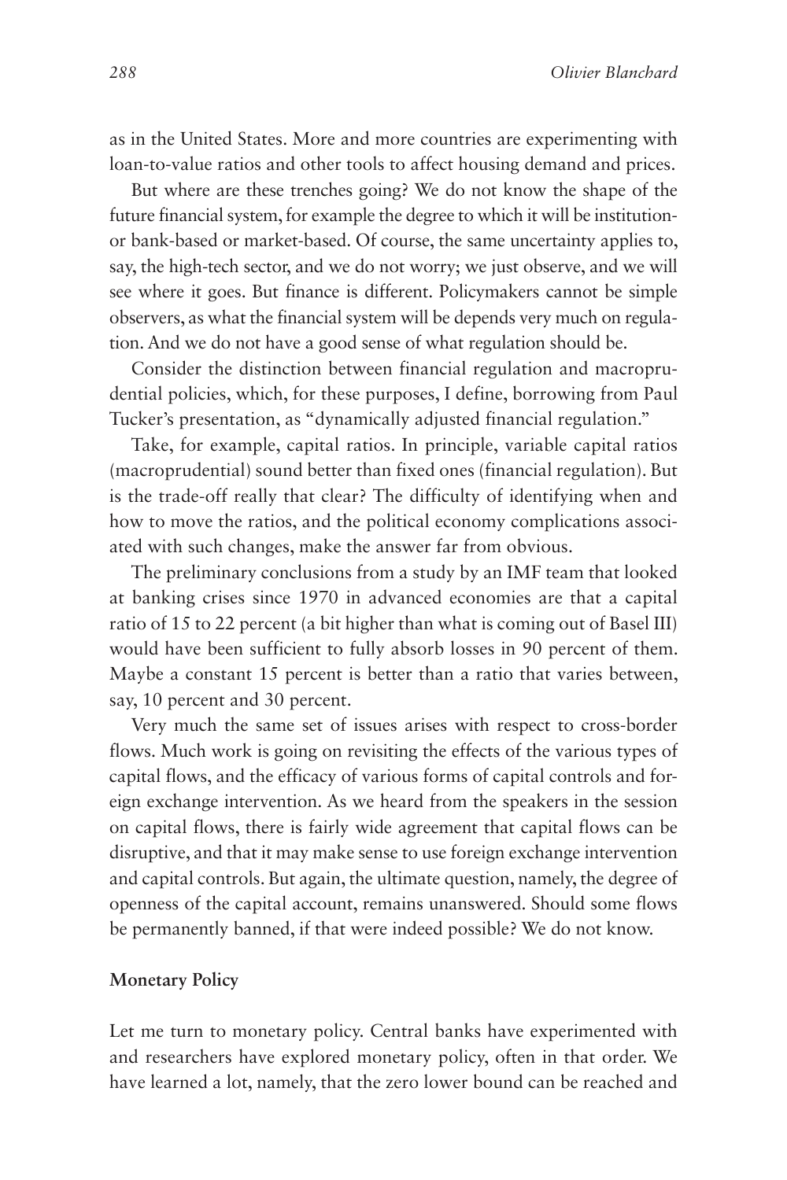as in the United States. More and more countries are experimenting with loan-to-value ratios and other tools to affect housing demand and prices.

But where are these trenches going? We do not know the shape of the future financial system, for example the degree to which it will be institution- or bank-based or market-based. Of course, the same uncertainty applies to, say, the high-tech sector, and we do not worry; we just observe, and we will see where it goes. But finance is different. Policymakers cannot be simple observers, as what the financial system will be depends very much on regulation. And we do not have a good sense of what regulation should be.

Consider the distinction between financial regulation and macroprudential policies, which, for these purposes, I define, borrowing from Paul Tucker's presentation, as "dynamically adjusted financial regulation."

Take, for example, capital ratios. In principle, variable capital ratios (macroprudential) sound better than fixed ones (financial regulation). But is the trade-off really that clear? The difficulty of identifying when and how to move the ratios, and the political economy complications associated with such changes, make the answer far from obvious.

The preliminary conclusions from a study by an IMF team that looked at banking crises since 1970 in advanced economies are that a capital ratio of 15 to 22 percent (a bit higher than what is coming out of Basel III) would have been sufficient to fully absorb losses in 90 percent of them. Maybe a constant 15 percent is better than a ratio that varies between, say, 10 percent and 30 percent.

Very much the same set of issues arises with respect to cross-border flows. Much work is going on revisiting the effects of the various types of capital flows, and the efficacy of various forms of capital controls and foreign exchange intervention. As we heard from the speakers in the session on capital flows, there is fairly wide agreement that capital flows can be disruptive, and that it may make sense to use foreign exchange intervention and capital controls. But again, the ultimate question, namely, the degree of openness of the capital account, remains unanswered. Should some flows be permanently banned, if that were indeed possible? We do not know.

**Monetary Policy**

Let me turn to monetary policy. Central banks have experimented with and researchers have explored monetary policy, often in that order. We have learned a lot, namely, that the zero lower bound can be reached and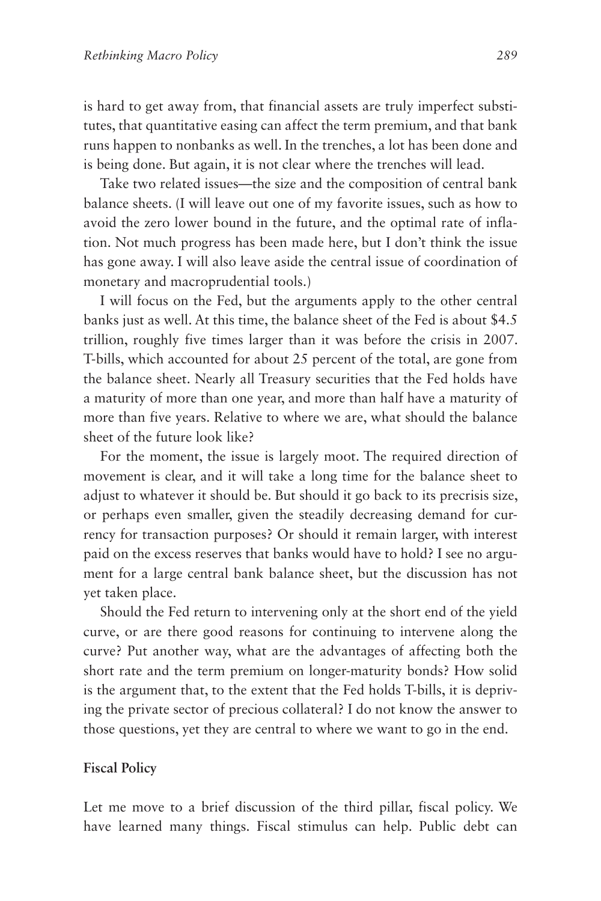is hard to get away from, that financial assets are truly imperfect substitutes, that quantitative easing can affect the term premium, and that bank runs happen to nonbanks as well. In the trenches, a lot has been done and is being done. But again, it is not clear where the trenches will lead.

Take two related issues—the size and the composition of central bank balance sheets. (I will leave out one of my favorite issues, such as how to avoid the zero lower bound in the future, and the optimal rate of inflation. Not much progress has been made here, but I don't think the issue has gone away. I will also leave aside the central issue of coordination of monetary and macroprudential tools.)

I will focus on the Fed, but the arguments apply to the other central banks just as well. At this time, the balance sheet of the Fed is about $4.5 trillion, roughly five times larger than it was before the crisis in 2007. T-bills, which accounted for about 25 percent of the total, are gone from the balance sheet. Nearly all Treasury securities that the Fed holds have a maturity of more than one year, and more than half have a maturity of more than five years. Relative to where we are, what should the balance sheet of the future look like?

For the moment, the issue is largely moot. The required direction of movement is clear, and it will take a long time for the balance sheet to adjust to whatever it should be. But should it go back to its precrisis size, or perhaps even smaller, given the steadily decreasing demand for currency for transaction purposes? Or should it remain larger, with interest paid on the excess reserves that banks would have to hold? I see no argument for a large central bank balance sheet, but the discussion has not yet taken place.

Should the Fed return to intervening only at the short end of the yield curve, or are there good reasons for continuing to intervene along the curve? Put another way, what are the advantages of affecting both the short rate and the term premium on longer-maturity bonds? How solid is the argument that, to the extent that the Fed holds T-bills, it is depriving the private sector of precious collateral? I do not know the answer to those questions, yet they are central to where we want to go in the end.

## Fiscal Policy

Let me move to a brief discussion of the third pillar, fiscal policy. We have learned many things. Fiscal stimulus can help. Public debt can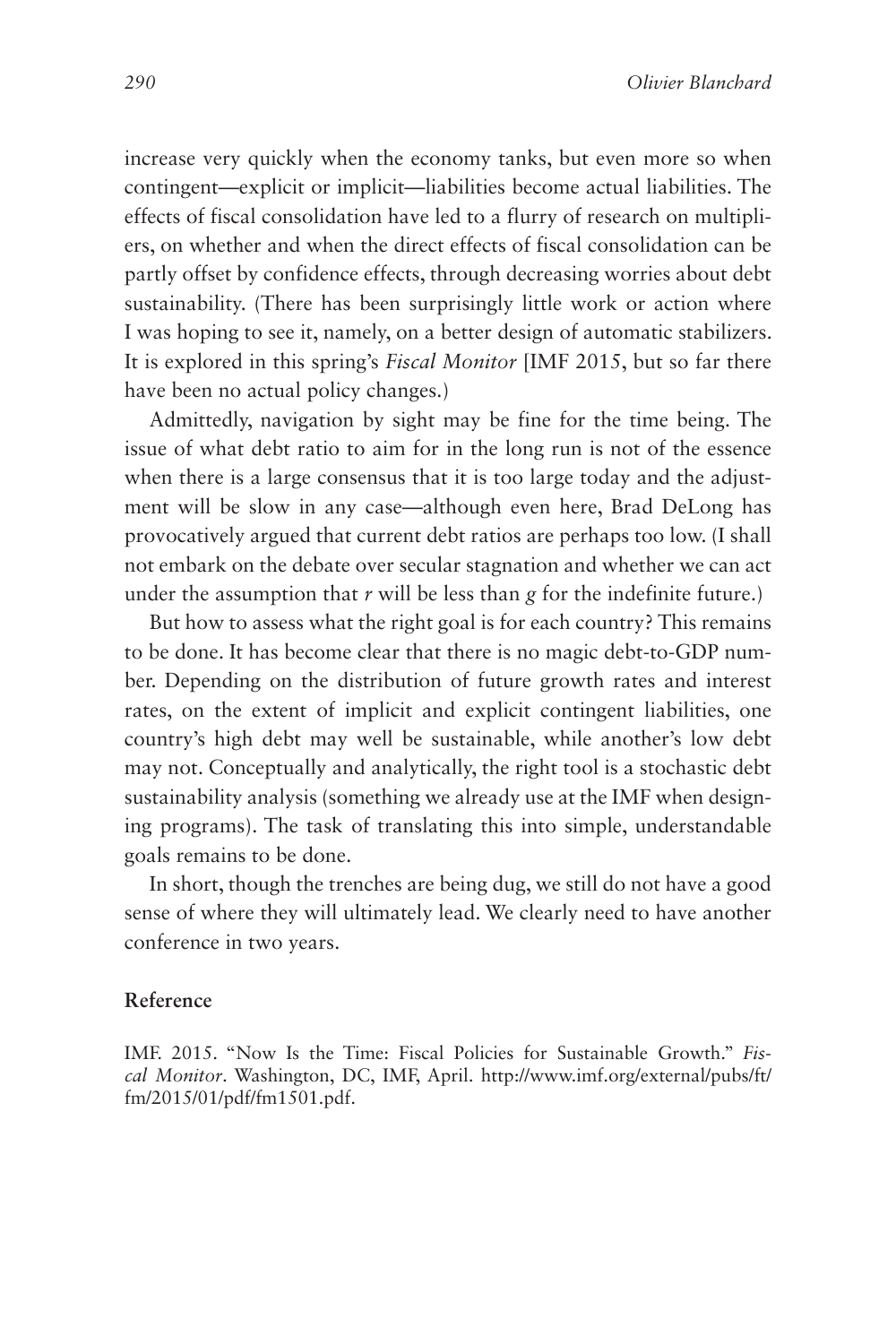increase very quickly when the economy tanks, but even more so when contingent—explicit or implicit—liabilities become actual liabilities. The effects of fiscal consolidation have led to a flurry of research on multipliers, on whether and when the direct effects of fiscal consolidation can be partly offset by confidence effects, through decreasing worries about debt sustainability. (There has been surprisingly little work or action where I was hoping to see it, namely, on a better design of automatic stabilizers. It is explored in this spring's *Fiscal Monitor* [IMF 2015, but so far there have been no actual policy changes.)

Admittedly, navigation by sight may be fine for the time being. The issue of what debt ratio to aim for in the long run is not of the essence when there is a large consensus that it is too large today and the adjustment will be slow in any case—although even here, Brad DeLong has provocatively argued that current debt ratios are perhaps too low. (I shall not embark on the debate over secular stagnation and whether we can act under the assumption that $r$ will be less than $g$ for the indefinite future.)

But how to assess what the right goal is for each country? This remains to be done. It has become clear that there is no magic debt-to-GDP number. Depending on the distribution of future growth rates and interest rates, on the extent of implicit and explicit contingent liabilities, one country's high debt may well be sustainable, while another's low debt may not. Conceptually and analytically, the right tool is a stochastic debt sustainability analysis (something we already use at the IMF when designing programs). The task of translating this into simple, understandable goals remains to be done.

In short, though the trenches are being dug, we still do not have a good sense of where they will ultimately lead. We clearly need to have another conference in two years.

## Reference

IMF. 2015. "Now Is the Time: Fiscal Policies for Sustainable Growth." *Fiscal Monitor*. Washington, DC, IMF, April. http://www.imf.org/external/pubs/ft/fm/2015/01/pdf/fm1501.pdf.